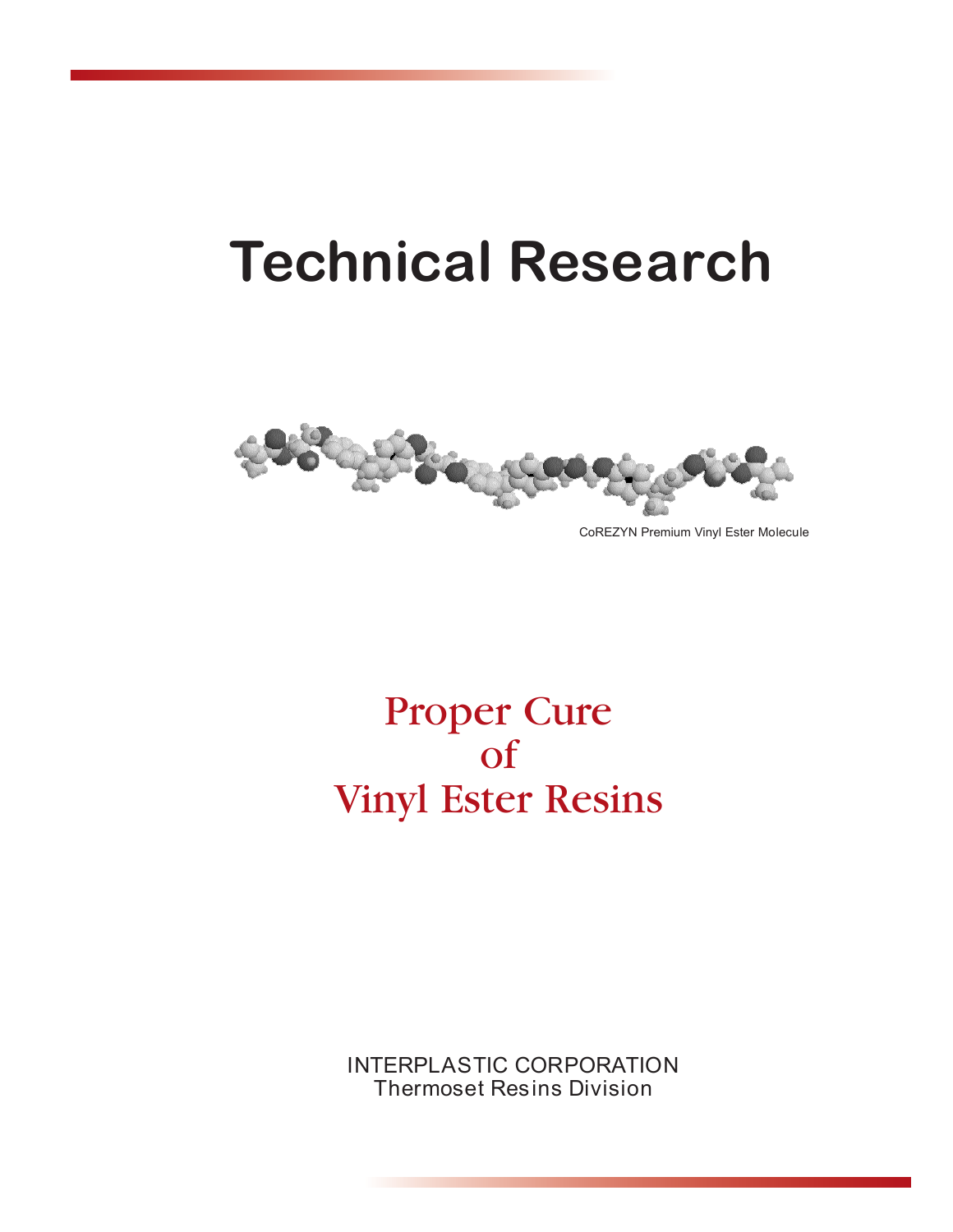# Technical Research

CoREZYN Premium Vinyl Ester Molecule

## Proper Cure of Vinyl Ester Resins

INTERPLASTIC CORPORATION
Thermoset Resins Division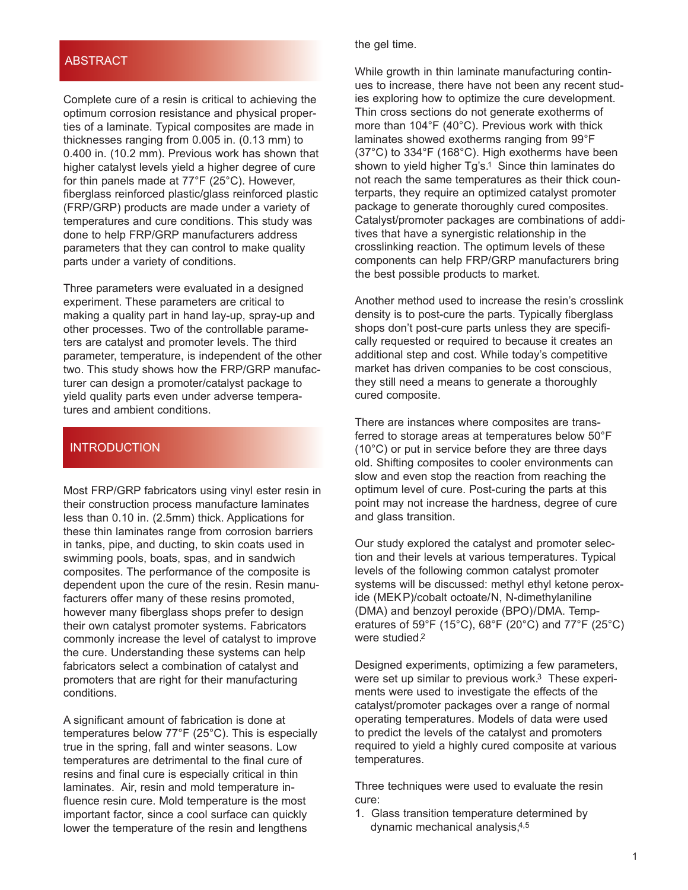## ABSTRACT

Complete cure of a resin is critical to achieving the optimum corrosion resistance and physical properties of a laminate. Typical composites are made in thicknesses ranging from 0.005 in. (0.13 mm) to 0.400 in. (10.2 mm). Previous work has shown that higher catalyst levels yield a higher degree of cure for thin panels made at 77°F (25°C). However, fiberglass reinforced plastic/glass reinforced plastic (FRP/GRP) products are made under a variety of temperatures and cure conditions. This study was done to help FRP/GRP manufacturers address parameters that they can control to make quality parts under a variety of conditions.

Three parameters were evaluated in a designed experiment. These parameters are critical to making a quality part in hand lay-up, spray-up and other processes. Two of the controllable parameters are catalyst and promoter levels. The third parameter, temperature, is independent of the other two. This study shows how the FRP/GRP manufacturer can design a promoter/catalyst package to yield quality parts even under adverse temperatures and ambient conditions.

## INTRODUCTION

Most FRP/GRP fabricators using vinyl ester resin in their construction process manufacture laminates less than 0.10 in. (2.5mm) thick. Applications for these thin laminates range from corrosion barriers in tanks, pipe, and ducting, to skin coats used in swimming pools, boats, spas, and in sandwich composites. The performance of the composite is dependent upon the cure of the resin. Resin manufacturers offer many of these resins promoted, however many fiberglass shops prefer to design their own catalyst promoter systems. Fabricators commonly increase the level of catalyst to improve the cure. Understanding these systems can help fabricators select a combination of catalyst and promoters that are right for their manufacturing conditions.

A significant amount of fabrication is done at temperatures below 77°F (25°C). This is especially true in the spring, fall and winter seasons. Low temperatures are detrimental to the final cure of resins and final cure is especially critical in thin laminates. Air, resin and mold temperature influence resin cure. Mold temperature is the most important factor, since a cool surface can quickly lower the temperature of the resin and lengthens the gel time.

While growth in thin laminate manufacturing continues to increase, there have not been any recent studies exploring how to optimize the cure development. Thin cross sections do not generate exotherms of more than 104°F (40°C). Previous work with thick laminates showed exotherms ranging from 99°F (37°C) to 334°F (168°C). High exotherms have been shown to yield higher Tg's.[1] Since thin laminates do not reach the same temperatures as their thick counterparts, they require an optimized catalyst promoter package to generate thoroughly cured composites. Catalyst/promoter packages are combinations of additives that have a synergistic relationship in the crosslinking reaction. The optimum levels of these components can help FRP/GRP manufacturers bring the best possible products to market.

Another method used to increase the resin's crosslink density is to post-cure the parts. Typically fiberglass shops don't post-cure parts unless they are specifically requested or required to because it creates an additional step and cost. While today's competitive market has driven companies to be cost conscious, they still need a means to generate a thoroughly cured composite.

There are instances where composites are transferred to storage areas at temperatures below 50°F (10°C) or put in service before they are three days old. Shifting composites to cooler environments can slow and even stop the reaction from reaching the optimum level of cure. Post-curing the parts at this point may not increase the hardness, degree of cure and glass transition.

Our study explored the catalyst and promoter selection and their levels at various temperatures. Typical levels of the following common catalyst promoter systems will be discussed: methyl ethyl ketone peroxide (MEKP)/cobalt octoate/N, N-dimethylaniline (DMA) and benzoyl peroxide (BPO)/DMA. Temperatures of 59°F (15°C), 68°F (20°C) and 77°F (25°C) were studied.[2]

Designed experiments, optimizing a few parameters, were set up similar to previous work.[3] These experiments were used to investigate the effects of the catalyst/promoter packages over a range of normal operating temperatures. Models of data were used to predict the levels of the catalyst and promoters required to yield a highly cured composite at various temperatures.

Three techniques were used to evaluate the resin cure:

1. Glass transition temperature determined by dynamic mechanical analysis,[4,5]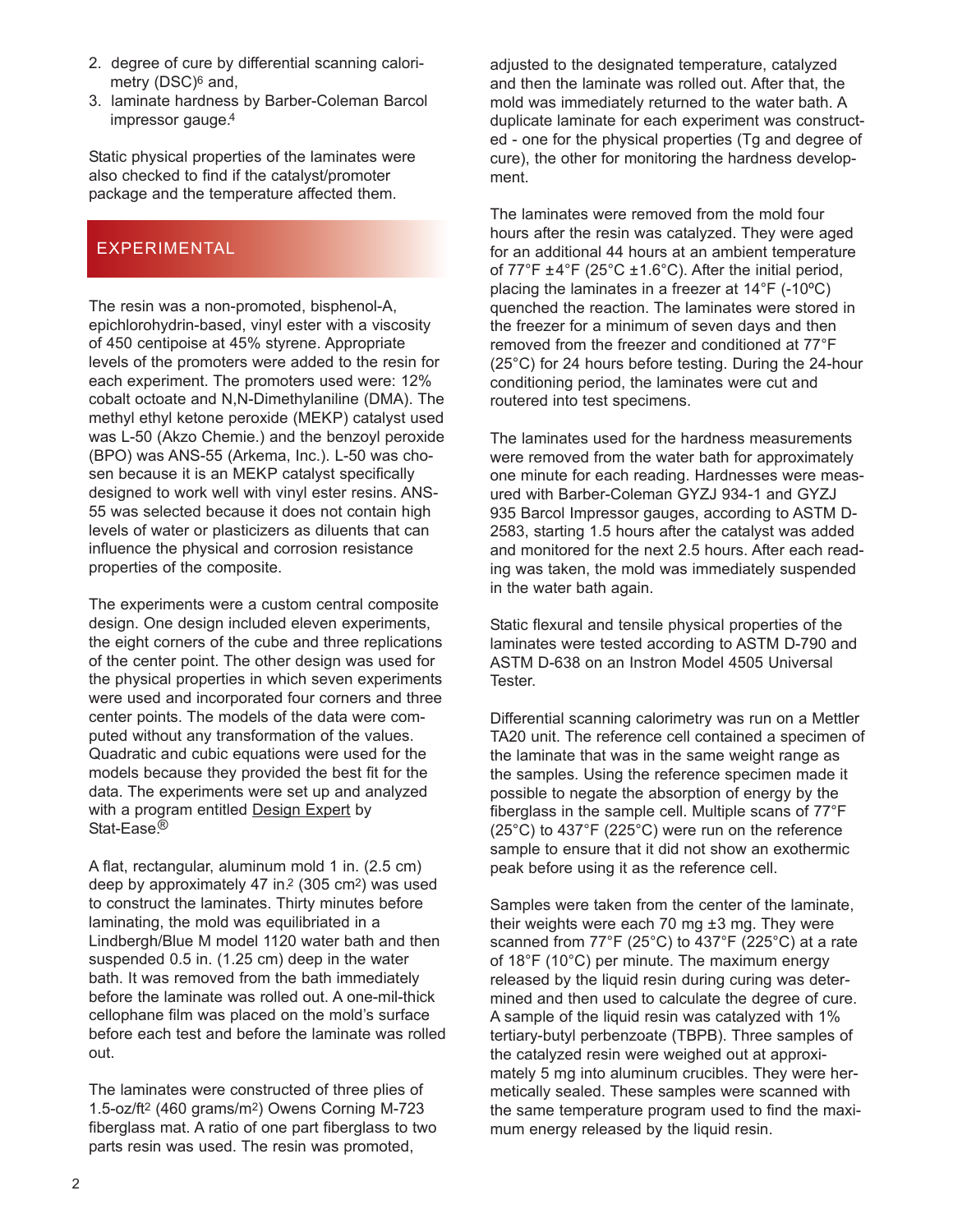2. degree of cure by differential scanning calorimetry (DSC)[6] and,
3. laminate hardness by Barber-Coleman Barcol impressor gauge.[4]

Static physical properties of the laminates were also checked to find if the catalyst/promoter package and the temperature affected them.

## EXPERIMENTAL

The resin was a non-promoted, bisphenol-A, epichlorohydrin-based, vinyl ester with a viscosity of 450 centipoise at 45% styrene. Appropriate levels of the promoters were added to the resin for each experiment. The promoters used were: 12% cobalt octoate and N,N-Dimethylaniline (DMA). The methyl ethyl ketone peroxide (MEKP) catalyst used was L-50 (Akzo Chemie.) and the benzoyl peroxide (BPO) was ANS-55 (Arkema, Inc.). L-50 was chosen because it is an MEKP catalyst specifically designed to work well with vinyl ester resins. ANS-55 was selected because it does not contain high levels of water or plasticizers as diluents that can influence the physical and corrosion resistance properties of the composite.

The experiments were a custom central composite design. One design included eleven experiments, the eight corners of the cube and three replications of the center point. The other design was used for the physical properties in which seven experiments were used and incorporated four corners and three center points. The models of the data were computed without any transformation of the values. Quadratic and cubic equations were used for the models because they provided the best fit for the data. The experiments were set up and analyzed with a program entitled Design Expert by Stat-Ease.®

A flat, rectangular, aluminum mold 1 in. (2.5 cm) deep by approximately 47 in.$^2$ (305 cm$^2$) was used to construct the laminates. Thirty minutes before laminating, the mold was equilibriated in a Lindbergh/Blue M model 1120 water bath and then suspended 0.5 in. (1.25 cm) deep in the water bath. It was removed from the bath immediately before the laminate was rolled out. A one-mil-thick cellophane film was placed on the mold's surface before each test and before the laminate was rolled out.

The laminates were constructed of three plies of 1.5-oz/ft$^2$ (460 grams/m$^2$) Owens Corning M-723 fiberglass mat. A ratio of one part fiberglass to two parts resin was used. The resin was promoted, adjusted to the designated temperature, catalyzed and then the laminate was rolled out. After that, the mold was immediately returned to the water bath. A duplicate laminate for each experiment was constructed - one for the physical properties (Tg and degree of cure), the other for monitoring the hardness development.

The laminates were removed from the mold four hours after the resin was catalyzed. They were aged for an additional 44 hours at an ambient temperature of 77°F ±4°F (25°C ±1.6°C). After the initial period, placing the laminates in a freezer at 14°F (-10ºC) quenched the reaction. The laminates were stored in the freezer for a minimum of seven days and then removed from the freezer and conditioned at 77°F (25°C) for 24 hours before testing. During the 24-hour conditioning period, the laminates were cut and routered into test specimens.

The laminates used for the hardness measurements were removed from the water bath for approximately one minute for each reading. Hardnesses were measured with Barber-Coleman GYZJ 934-1 and GYZJ 935 Barcol Impressor gauges, according to ASTM D-2583, starting 1.5 hours after the catalyst was added and monitored for the next 2.5 hours. After each reading was taken, the mold was immediately suspended in the water bath again.

Static flexural and tensile physical properties of the laminates were tested according to ASTM D-790 and ASTM D-638 on an Instron Model 4505 Universal Tester.

Differential scanning calorimetry was run on a Mettler TA20 unit. The reference cell contained a specimen of the laminate that was in the same weight range as the samples. Using the reference specimen made it possible to negate the absorption of energy by the fiberglass in the sample cell. Multiple scans of 77°F (25°C) to 437°F (225°C) were run on the reference sample to ensure that it did not show an exothermic peak before using it as the reference cell.

Samples were taken from the center of the laminate, their weights were each 70 mg ±3 mg. They were scanned from 77°F (25°C) to 437°F (225°C) at a rate of 18°F (10°C) per minute. The maximum energy released by the liquid resin during curing was determined and then used to calculate the degree of cure. A sample of the liquid resin was catalyzed with 1% tertiary-butyl perbenzoate (TBPB). Three samples of the catalyzed resin were weighed out at approximately 5 mg into aluminum crucibles. They were hermetically sealed. These samples were scanned with the same temperature program used to find the maximum energy released by the liquid resin.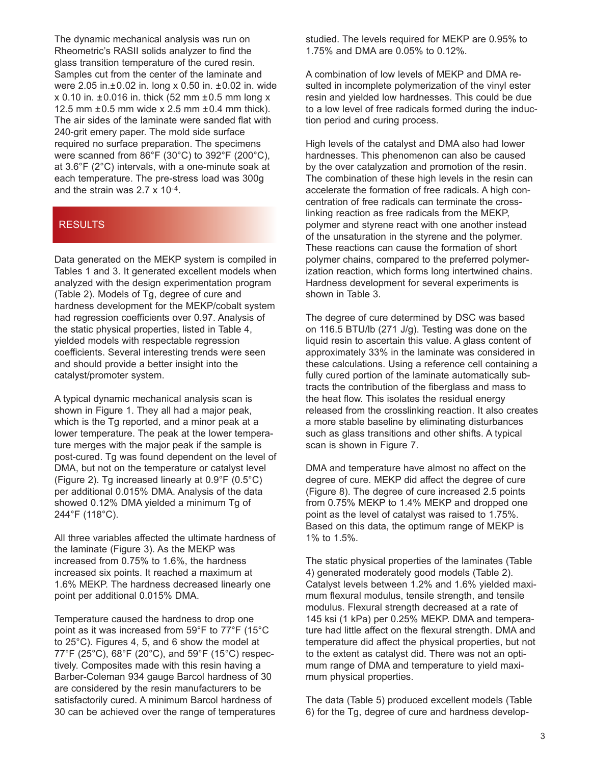The dynamic mechanical analysis was run on Rheometric's RASII solids analyzer to find the glass transition temperature of the cured resin. Samples cut from the center of the laminate and were 2.05 in.±0.02 in. long x 0.50 in. ±0.02 in. wide x 0.10 in. ±0.016 in. thick (52 mm ±0.5 mm long x 12.5 mm ±0.5 mm wide x 2.5 mm ±0.4 mm thick). The air sides of the laminate were sanded flat with 240-grit emery paper. The mold side surface required no surface preparation. The specimens were scanned from 86°F (30°C) to 392°F (200°C), at 3.6°F (2°C) intervals, with a one-minute soak at each temperature. The pre-stress load was 300g and the strain was 2.7 x $10^{-4}$.

## RESULTS

Data generated on the MEKP system is compiled in Tables 1 and 3. It generated excellent models when analyzed with the design experimentation program (Table 2). Models of Tg, degree of cure and hardness development for the MEKP/cobalt system had regression coefficients over 0.97. Analysis of the static physical properties, listed in Table 4, yielded models with respectable regression coefficients. Several interesting trends were seen and should provide a better insight into the catalyst/promoter system.

A typical dynamic mechanical analysis scan is shown in Figure 1. They all had a major peak, which is the Tg reported, and a minor peak at a lower temperature. The peak at the lower temperature merges with the major peak if the sample is post-cured. Tg was found dependent on the level of DMA, but not on the temperature or catalyst level (Figure 2). Tg increased linearly at 0.9°F (0.5°C) per additional 0.015% DMA. Analysis of the data showed 0.12% DMA yielded a minimum Tg of 244°F (118°C).

All three variables affected the ultimate hardness of the laminate (Figure 3). As the MEKP was increased from 0.75% to 1.6%, the hardness increased six points. It reached a maximum at 1.6% MEKP. The hardness decreased linearly one point per additional 0.015% DMA.

Temperature caused the hardness to drop one point as it was increased from 59°F to 77°F (15°C to 25°C). Figures 4, 5, and 6 show the model at 77°F (25°C), 68°F (20°C), and 59°F (15°C) respectively. Composites made with this resin having a Barber-Coleman 934 gauge Barcol hardness of 30 are considered by the resin manufacturers to be satisfactorily cured. A minimum Barcol hardness of 30 can be achieved over the range of temperatures studied. The levels required for MEKP are 0.95% to 1.75% and DMA are 0.05% to 0.12%.

A combination of low levels of MEKP and DMA resulted in incomplete polymerization of the vinyl ester resin and yielded low hardnesses. This could be due to a low level of free radicals formed during the induction period and curing process.

High levels of the catalyst and DMA also had lower hardnesses. This phenomenon can also be caused by the over catalyzation and promotion of the resin. The combination of these high levels in the resin can accelerate the formation of free radicals. A high concentration of free radicals can terminate the crosslinking reaction as free radicals from the MEKP, polymer and styrene react with one another instead of the unsaturation in the styrene and the polymer. These reactions can cause the formation of short polymer chains, compared to the preferred polymerization reaction, which forms long intertwined chains. Hardness development for several experiments is shown in Table 3.

The degree of cure determined by DSC was based on 116.5 BTU/lb (271 J/g). Testing was done on the liquid resin to ascertain this value. A glass content of approximately 33% in the laminate was considered in these calculations. Using a reference cell containing a fully cured portion of the laminate automatically subtracts the contribution of the fiberglass and mass to the heat flow. This isolates the residual energy released from the crosslinking reaction. It also creates a more stable baseline by eliminating disturbances such as glass transitions and other shifts. A typical scan is shown in Figure 7.

DMA and temperature have almost no affect on the degree of cure. MEKP did affect the degree of cure (Figure 8). The degree of cure increased 2.5 points from 0.75% MEKP to 1.4% MEKP and dropped one point as the level of catalyst was raised to 1.75%. Based on this data, the optimum range of MEKP is 1% to 1.5%.

The static physical properties of the laminates (Table 4) generated moderately good models (Table 2). Catalyst levels between 1.2% and 1.6% yielded maximum flexural modulus, tensile strength, and tensile modulus. Flexural strength decreased at a rate of 145 ksi (1 kPa) per 0.25% MEKP. DMA and temperature had little affect on the flexural strength. DMA and temperature did affect the physical properties, but not to the extent as catalyst did. There was not an optimum range of DMA and temperature to yield maximum physical properties.

The data (Table 5) produced excellent models (Table 6) for the Tg, degree of cure and hardness develop-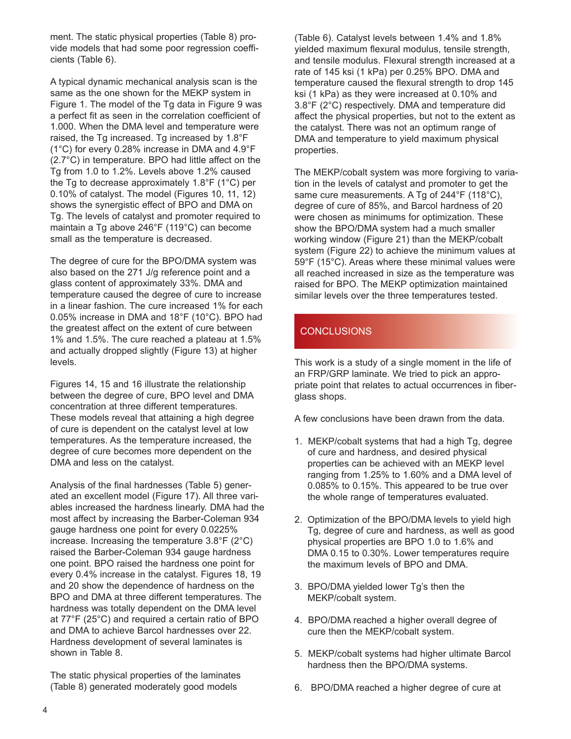ment. The static physical properties (Table 8) provide models that had some poor regression coefficients (Table 6).

A typical dynamic mechanical analysis scan is the same as the one shown for the MEKP system in Figure 1. The model of the Tg data in Figure 9 was a perfect fit as seen in the correlation coefficient of 1.000. When the DMA level and temperature were raised, the Tg increased. Tg increased by 1.8°F (1°C) for every 0.28% increase in DMA and 4.9°F (2.7°C) in temperature. BPO had little affect on the Tg from 1.0 to 1.2%. Levels above 1.2% caused the Tg to decrease approximately 1.8°F (1°C) per 0.10% of catalyst. The model (Figures 10, 11, 12) shows the synergistic effect of BPO and DMA on Tg. The levels of catalyst and promoter required to maintain a Tg above 246°F (119°C) can become small as the temperature is decreased.

The degree of cure for the BPO/DMA system was also based on the 271 J/g reference point and a glass content of approximately 33%. DMA and temperature caused the degree of cure to increase in a linear fashion. The cure increased 1% for each 0.05% increase in DMA and 18°F (10°C). BPO had the greatest affect on the extent of cure between 1% and 1.5%. The cure reached a plateau at 1.5% and actually dropped slightly (Figure 13) at higher levels.

Figures 14, 15 and 16 illustrate the relationship between the degree of cure, BPO level and DMA concentration at three different temperatures. These models reveal that attaining a high degree of cure is dependent on the catalyst level at low temperatures. As the temperature increased, the degree of cure becomes more dependent on the DMA and less on the catalyst.

Analysis of the final hardnesses (Table 5) generated an excellent model (Figure 17). All three variables increased the hardness linearly. DMA had the most affect by increasing the Barber-Coleman 934 gauge hardness one point for every 0.0225% increase. Increasing the temperature 3.8°F (2°C) raised the Barber-Coleman 934 gauge hardness one point. BPO raised the hardness one point for every 0.4% increase in the catalyst. Figures 18, 19 and 20 show the dependence of hardness on the BPO and DMA at three different temperatures. The hardness was totally dependent on the DMA level at 77°F (25°C) and required a certain ratio of BPO and DMA to achieve Barcol hardnesses over 22. Hardness development of several laminates is shown in Table 8.

The static physical properties of the laminates (Table 8) generated moderately good models (Table 6). Catalyst levels between 1.4% and 1.8% yielded maximum flexural modulus, tensile strength, and tensile modulus. Flexural strength increased at a rate of 145 ksi (1 kPa) per 0.25% BPO. DMA and temperature caused the flexural strength to drop 145 ksi (1 kPa) as they were increased at 0.10% and 3.8°F (2°C) respectively. DMA and temperature did affect the physical properties, but not to the extent as the catalyst. There was not an optimum range of DMA and temperature to yield maximum physical properties.

The MEKP/cobalt system was more forgiving to variation in the levels of catalyst and promoter to get the same cure measurements. A Tg of 244°F (118°C), degree of cure of 85%, and Barcol hardness of 20 were chosen as minimums for optimization. These show the BPO/DMA system had a much smaller working window (Figure 21) than the MEKP/cobalt system (Figure 22) to achieve the minimum values at 59°F (15°C). Areas where these minimal values were all reached increased in size as the temperature was raised for BPO. The MEKP optimization maintained similar levels over the three temperatures tested.

## CONCLUSIONS

This work is a study of a single moment in the life of an FRP/GRP laminate. We tried to pick an appropriate point that relates to actual occurrences in fiberglass shops.

A few conclusions have been drawn from the data.

1. MEKP/cobalt systems that had a high Tg, degree of cure and hardness, and desired physical properties can be achieved with an MEKP level ranging from 1.25% to 1.60% and a DMA level of 0.085% to 0.15%. This appeared to be true over the whole range of temperatures evaluated.
2. Optimization of the BPO/DMA levels to yield high Tg, degree of cure and hardness, as well as good physical properties are BPO 1.0 to 1.6% and DMA 0.15 to 0.30%. Lower temperatures require the maximum levels of BPO and DMA.
3. BPO/DMA yielded lower Tg's then the MEKP/cobalt system.
4. BPO/DMA reached a higher overall degree of cure then the MEKP/cobalt system.
5. MEKP/cobalt systems had higher ultimate Barcol hardness then the BPO/DMA systems.
6. BPO/DMA reached a higher degree of cure at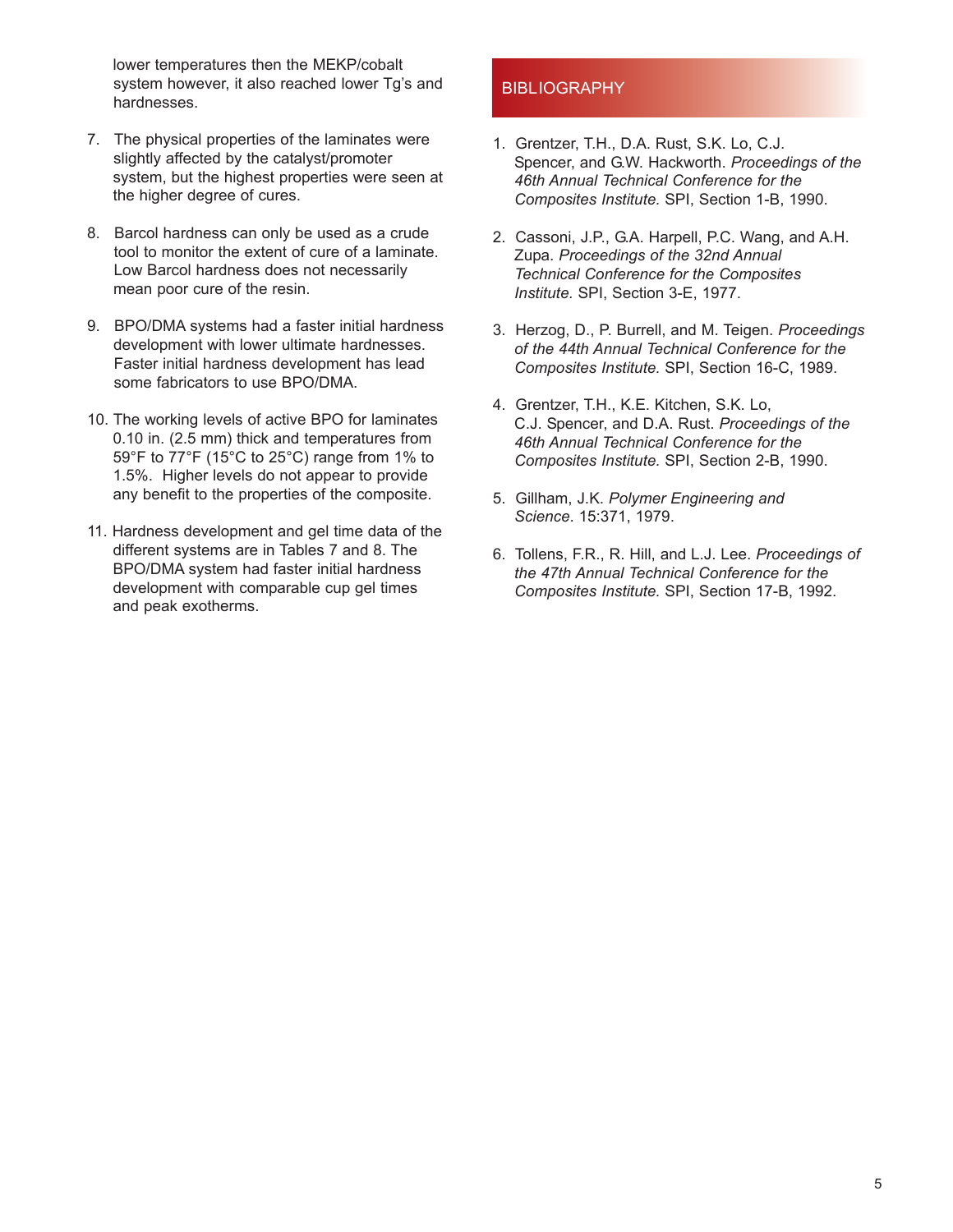lower temperatures then the MEKP/cobalt system however, it also reached lower Tg's and hardnesses.

7. The physical properties of the laminates were slightly affected by the catalyst/promoter system, but the highest properties were seen at the higher degree of cures.

8. Barcol hardness can only be used as a crude tool to monitor the extent of cure of a laminate. Low Barcol hardness does not necessarily mean poor cure of the resin.

9. BPO/DMA systems had a faster initial hardness development with lower ultimate hardnesses. Faster initial hardness development has lead some fabricators to use BPO/DMA.

10. The working levels of active BPO for laminates 0.10 in. (2.5 mm) thick and temperatures from 59°F to 77°F (15°C to 25°C) range from 1% to 1.5%. Higher levels do not appear to provide any benefit to the properties of the composite.

11. Hardness development and gel time data of the different systems are in Tables 7 and 8. The BPO/DMA system had faster initial hardness development with comparable cup gel times and peak exotherms.

## BIBLIOGRAPHY

1. Grentzer, T.H., D.A. Rust, S.K. Lo, C.J. Spencer, and G.W. Hackworth. *Proceedings of the 46th Annual Technical Conference for the Composites Institute.* SPI, Section 1-B, 1990.

2. Cassoni, J.P., G.A. Harpell, P.C. Wang, and A.H. Zupa. *Proceedings of the 32nd Annual Technical Conference for the Composites Institute.* SPI, Section 3-E, 1977.

3. Herzog, D., P. Burrell, and M. Teigen. *Proceedings of the 44th Annual Technical Conference for the Composites Institute.* SPI, Section 16-C, 1989.

4. Grentzer, T.H., K.E. Kitchen, S.K. Lo, C.J. Spencer, and D.A. Rust. *Proceedings of the 46th Annual Technical Conference for the Composites Institute.* SPI, Section 2-B, 1990.

5. Gillham, J.K. *Polymer Engineering and Science*. 15:371, 1979.

6. Tollens, F.R., R. Hill, and L.J. Lee. *Proceedings of the 47th Annual Technical Conference for the Composites Institute.* SPI, Section 17-B, 1992.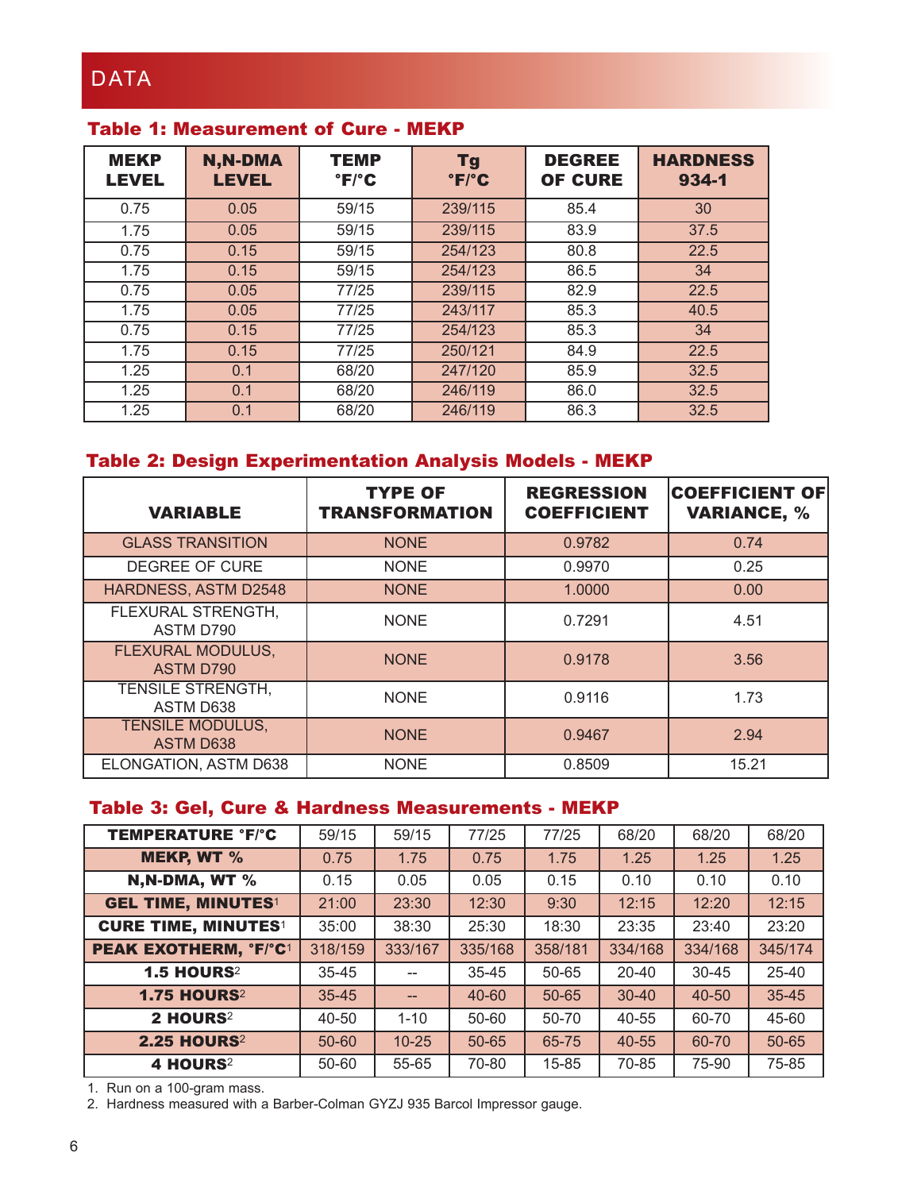## DATA

### Table 1: Measurement of Cure - MEKP

| MEKP LEVEL | N,N-DMA LEVEL | TEMP °F/°C | Tg °F/°C | DEGREE OF CURE | HARDNESS 934-1 |
|---|---|---|---|---|---|
| 0.75 | 0.05 | 59/15 | 239/115 | 85.4 | 30 |
| 1.75 | 0.05 | 59/15 | 239/115 | 83.9 | 37.5 |
| 0.75 | 0.15 | 59/15 | 254/123 | 80.8 | 22.5 |
| 1.75 | 0.15 | 59/15 | 254/123 | 86.5 | 34 |
| 0.75 | 0.05 | 77/25 | 239/115 | 82.9 | 22.5 |
| 1.75 | 0.05 | 77/25 | 243/117 | 85.3 | 40.5 |
| 0.75 | 0.15 | 77/25 | 254/123 | 85.3 | 34 |
| 1.75 | 0.15 | 77/25 | 250/121 | 84.9 | 22.5 |
| 1.25 | 0.1 | 68/20 | 247/120 | 85.9 | 32.5 |
| 1.25 | 0.1 | 68/20 | 246/119 | 86.0 | 32.5 |
| 1.25 | 0.1 | 68/20 | 246/119 | 86.3 | 32.5 |

### Table 2: Design Experimentation Analysis Models - MEKP

| VARIABLE | TYPE OF TRANSFORMATION | REGRESSION COEFFICIENT | COEFFICIENT OF VARIANCE, % |
|---|---|---|---|
| GLASS TRANSITION | NONE | 0.9782 | 0.74 |
| DEGREE OF CURE | NONE | 0.9970 | 0.25 |
| HARDNESS, ASTM D2548 | NONE | 1.0000 | 0.00 |
| FLEXURAL STRENGTH, ASTM D790 | NONE | 0.7291 | 4.51 |
| FLEXURAL MODULUS, ASTM D790 | NONE | 0.9178 | 3.56 |
| TENSILE STRENGTH, ASTM D638 | NONE | 0.9116 | 1.73 |
| TENSILE MODULUS, ASTM D638 | NONE | 0.9467 | 2.94 |
| ELONGATION, ASTM D638 | NONE | 0.8509 | 15.21 |

### Table 3: Gel, Cure & Hardness Measurements - MEKP

| TEMPERATURE °F/°C | 59/15 | 59/15 | 77/25 | 77/25 | 68/20 | 68/20 | 68/20 |
|---|---|---|---|---|---|---|---|
| MEKP, WT % | 0.75 | 1.75 | 0.75 | 1.75 | 1.25 | 1.25 | 1.25 |
| N,N-DMA, WT % | 0.15 | 0.05 | 0.05 | 0.15 | 0.10 | 0.10 | 0.10 |
| GEL TIME, MINUTES[1] | 21:00 | 23:30 | 12:30 | 9:30 | 12:15 | 12:20 | 12:15 |
| CURE TIME, MINUTES[1] | 35:00 | 38:30 | 25:30 | 18:30 | 23:35 | 23:40 | 23:20 |
| PEAK EXOTHERM, °F/°C[1] | 318/159 | 333/167 | 335/168 | 358/181 | 334/168 | 334/168 | 345/174 |
| 1.5 HOURS[2] | 35-45 | -- | 35-45 | 50-65 | 20-40 | 30-45 | 25-40 |
| 1.75 HOURS[2] | 35-45 | -- | 40-60 | 50-65 | 30-40 | 40-50 | 35-45 |
| 2 HOURS[2] | 40-50 | 1-10 | 50-60 | 50-70 | 40-55 | 60-70 | 45-60 |
| 2.25 HOURS[2] | 50-60 | 10-25 | 50-65 | 65-75 | 40-55 | 60-70 | 50-65 |
| 4 HOURS[2] | 50-60 | 55-65 | 70-80 | 15-85 | 70-85 | 75-90 | 75-85 |

1. Run on a 100-gram mass.
2. Hardness measured with a Barber-Colman GYZJ 935 Barcol Impressor gauge.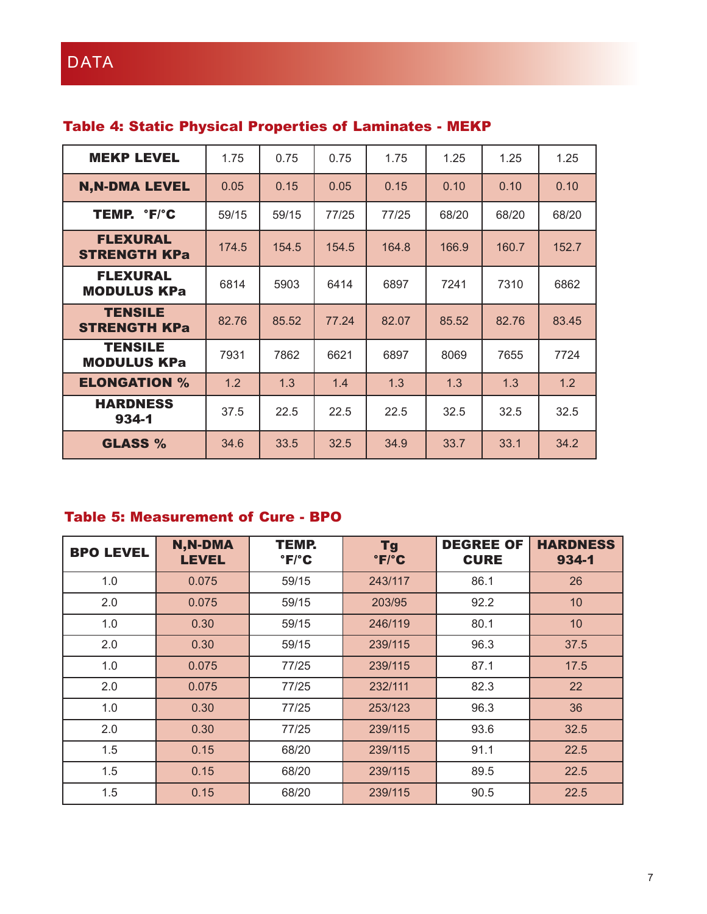# DATA

### Table 4: Static Physical Properties of Laminates - MEKP

| MEKP LEVEL | 1.75 | 0.75 | 0.75 | 1.75 | 1.25 | 1.25 | 1.25 |
|---|---|---|---|---|---|---|---|
| N,N-DMA LEVEL | 0.05 | 0.15 | 0.05 | 0.15 | 0.10 | 0.10 | 0.10 |
| TEMP. °F/°C | 59/15 | 59/15 | 77/25 | 77/25 | 68/20 | 68/20 | 68/20 |
| FLEXURAL STRENGTH KPa | 174.5 | 154.5 | 154.5 | 164.8 | 166.9 | 160.7 | 152.7 |
| FLEXURAL MODULUS KPa | 6814 | 5903 | 6414 | 6897 | 7241 | 7310 | 6862 |
| TENSILE STRENGTH KPa | 82.76 | 85.52 | 77.24 | 82.07 | 85.52 | 82.76 | 83.45 |
| TENSILE MODULUS KPa | 7931 | 7862 | 6621 | 6897 | 8069 | 7655 | 7724 |
| ELONGATION % | 1.2 | 1.3 | 1.4 | 1.3 | 1.3 | 1.3 | 1.2 |
| HARDNESS 934-1 | 37.5 | 22.5 | 22.5 | 22.5 | 32.5 | 32.5 | 32.5 |
| GLASS % | 34.6 | 33.5 | 32.5 | 34.9 | 33.7 | 33.1 | 34.2 |

### Table 5: Measurement of Cure - BPO

| BPO LEVEL | N,N-DMA LEVEL | TEMP. °F/°C | Tg °F/°C | DEGREE OF CURE | HARDNESS 934-1 |
|---|---|---|---|---|---|
| 1.0 | 0.075 | 59/15 | 243/117 | 86.1 | 26 |
| 2.0 | 0.075 | 59/15 | 203/95 | 92.2 | 10 |
| 1.0 | 0.30 | 59/15 | 246/119 | 80.1 | 10 |
| 2.0 | 0.30 | 59/15 | 239/115 | 96.3 | 37.5 |
| 1.0 | 0.075 | 77/25 | 239/115 | 87.1 | 17.5 |
| 2.0 | 0.075 | 77/25 | 232/111 | 82.3 | 22 |
| 1.0 | 0.30 | 77/25 | 253/123 | 96.3 | 36 |
| 2.0 | 0.30 | 77/25 | 239/115 | 93.6 | 32.5 |
| 1.5 | 0.15 | 68/20 | 239/115 | 91.1 | 22.5 |
| 1.5 | 0.15 | 68/20 | 239/115 | 89.5 | 22.5 |
| 1.5 | 0.15 | 68/20 | 239/115 | 90.5 | 22.5 |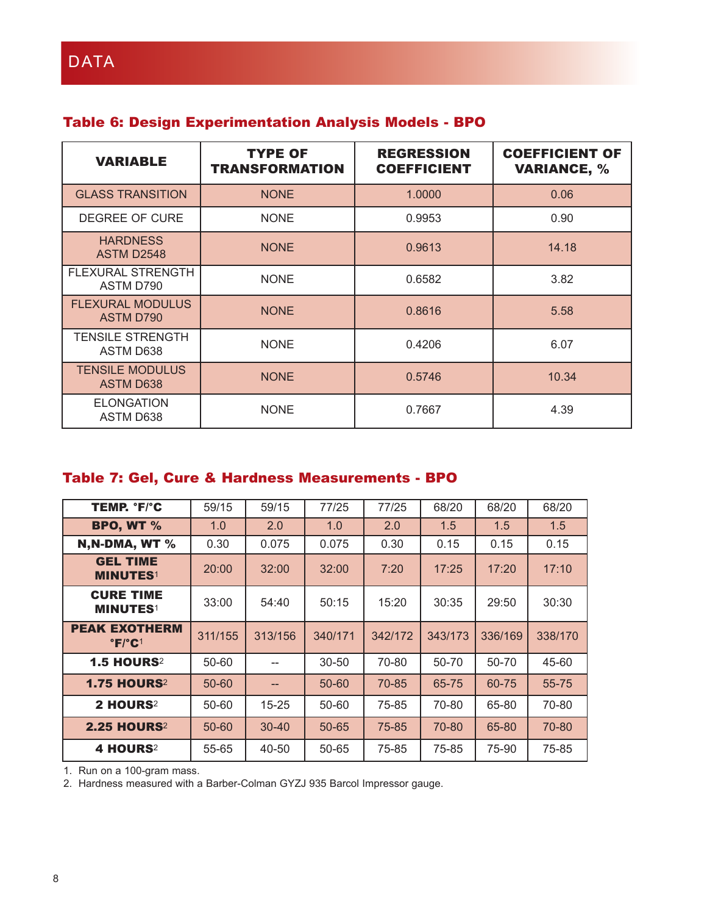# DATA

## Table 6: Design Experimentation Analysis Models - BPO

| VARIABLE | TYPE OF TRANSFORMATION | REGRESSION COEFFICIENT | COEFFICIENT OF VARIANCE, % |
|---|---|---|---|
| GLASS TRANSITION | NONE | 1.0000 | 0.06 |
| DEGREE OF CURE | NONE | 0.9953 | 0.90 |
| HARDNESS ASTM D2548 | NONE | 0.9613 | 14.18 |
| FLEXURAL STRENGTH ASTM D790 | NONE | 0.6582 | 3.82 |
| FLEXURAL MODULUS ASTM D790 | NONE | 0.8616 | 5.58 |
| TENSILE STRENGTH ASTM D638 | NONE | 0.4206 | 6.07 |
| TENSILE MODULUS ASTM D638 | NONE | 0.5746 | 10.34 |
| ELONGATION ASTM D638 | NONE | 0.7667 | 4.39 |

## Table 7: Gel, Cure & Hardness Measurements - BPO

| TEMP. °F/°C | 59/15 | 59/15 | 77/25 | 77/25 | 68/20 | 68/20 | 68/20 |
|---|---|---|---|---|---|---|---|
| BPO, WT % | 1.0 | 2.0 | 1.0 | 2.0 | 1.5 | 1.5 | 1.5 |
| N,N-DMA, WT % | 0.30 | 0.075 | 0.075 | 0.30 | 0.15 | 0.15 | 0.15 |
| GEL TIME MINUTES[1] | 20:00 | 32:00 | 32:00 | 7:20 | 17:25 | 17:20 | 17:10 |
| CURE TIME MINUTES[1] | 33:00 | 54:40 | 50:15 | 15:20 | 30:35 | 29:50 | 30:30 |
| PEAK EXOTHERM °F/°C[1] | 311/155 | 313/156 | 340/171 | 342/172 | 343/173 | 336/169 | 338/170 |
| 1.5 HOURS[2] | 50-60 | -- | 30-50 | 70-80 | 50-70 | 50-70 | 45-60 |
| 1.75 HOURS[2] | 50-60 | -- | 50-60 | 70-85 | 65-75 | 60-75 | 55-75 |
| 2 HOURS[2] | 50-60 | 15-25 | 50-60 | 75-85 | 70-80 | 65-80 | 70-80 |
| 2.25 HOURS[2] | 50-60 | 30-40 | 50-65 | 75-85 | 70-80 | 65-80 | 70-80 |
| 4 HOURS[2] | 55-65 | 40-50 | 50-65 | 75-85 | 75-85 | 75-90 | 75-85 |

1. Run on a 100-gram mass.
2. Hardness measured with a Barber-Colman GYZJ 935 Barcol Impressor gauge.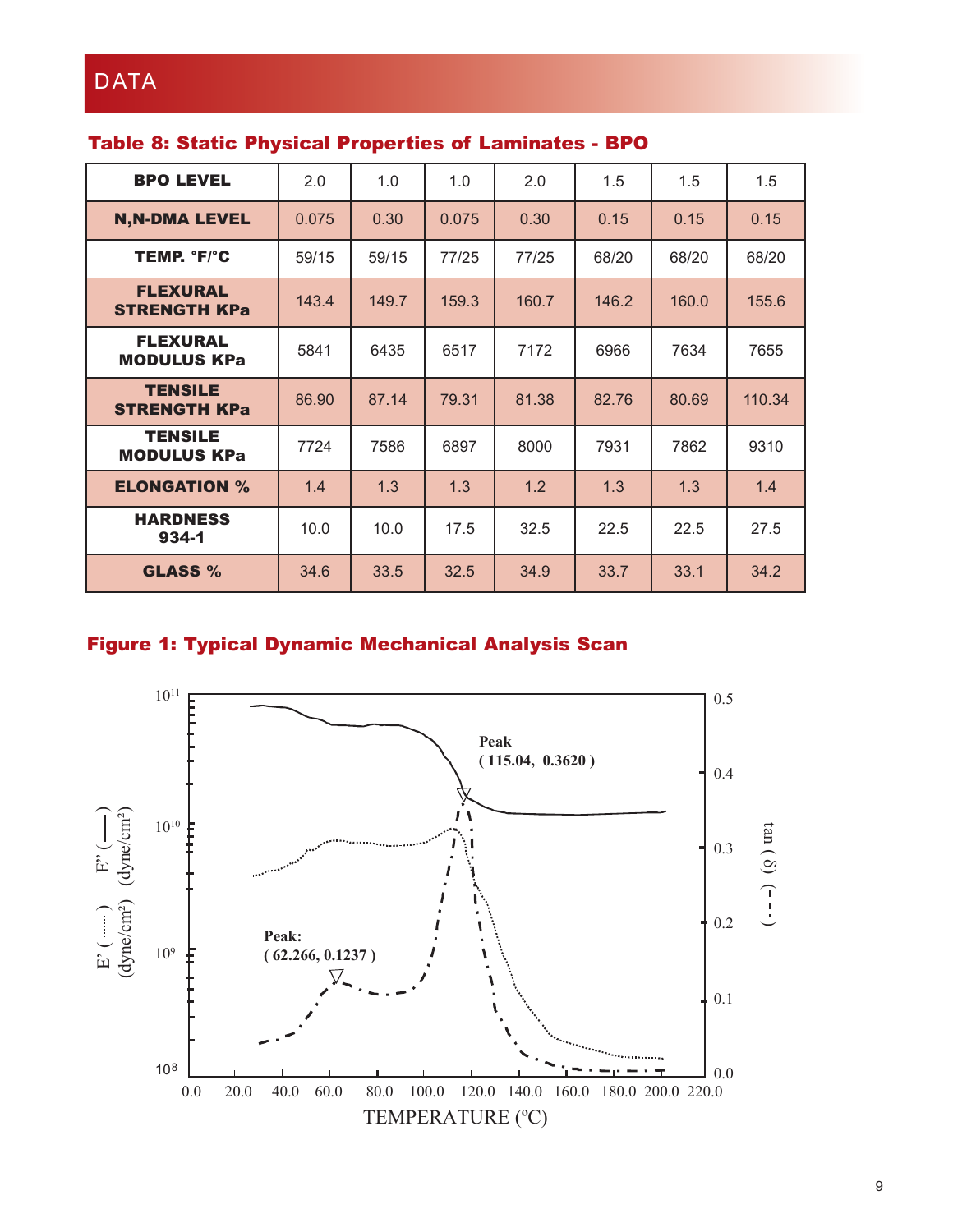# DATA

### Table 8: Static Physical Properties of Laminates - BPO

| BPO LEVEL | 2.0 | 1.0 | 1.0 | 2.0 | 1.5 | 1.5 | 1.5 |
|---|---|---|---|---|---|---|---|
| N,N-DMA LEVEL | 0.075 | 0.30 | 0.075 | 0.30 | 0.15 | 0.15 | 0.15 |
| TEMP. °F/°C | 59/15 | 59/15 | 77/25 | 77/25 | 68/20 | 68/20 | 68/20 |
| FLEXURAL STRENGTH KPa | 143.4 | 149.7 | 159.3 | 160.7 | 146.2 | 160.0 | 155.6 |
| FLEXURAL MODULUS KPa | 5841 | 6435 | 6517 | 7172 | 6966 | 7634 | 7655 |
| TENSILE STRENGTH KPa | 86.90 | 87.14 | 79.31 | 81.38 | 82.76 | 80.69 | 110.34 |
| TENSILE MODULUS KPa | 7724 | 7586 | 6897 | 8000 | 7931 | 7862 | 9310 |
| ELONGATION % | 1.4 | 1.3 | 1.3 | 1.2 | 1.3 | 1.3 | 1.4 |
| HARDNESS 934-1 | 10.0 | 10.0 | 17.5 | 32.5 | 22.5 | 22.5 | 27.5 |
| GLASS % | 34.6 | 33.5 | 32.5 | 34.9 | 33.7 | 33.1 | 34.2 |

### Figure 1: Typical Dynamic Mechanical Analysis Scan

Peak (115.04, 0.3620)

Peak: (62.266, 0.1237)

E' (......) (dyne/cm²) E" (——) (dyne/cm²)

tan (δ) (- - -)

TEMPERATURE (ºC)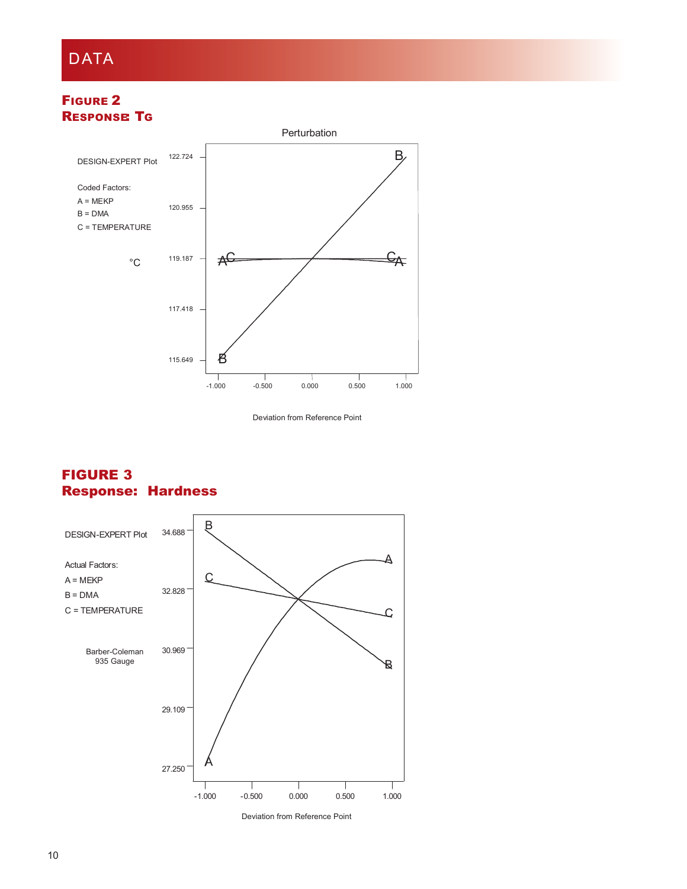# DATA

## Figure 2
## Response: Tg

Perturbation

DESIGN-EXPERT Plot

Coded Factors:
A = MEKP
B = DMA
C = TEMPERATURE

°C

122.724
120.955
119.187
117.418
115.649

-1.000 -0.500 0.000 0.500 1.000

Deviation from Reference Point

## FIGURE 3
## Response: Hardness

DESIGN-EXPERT Plot

Actual Factors:
A = MEKP
B = DMA
C = TEMPERATURE

Barber-Coleman
935 Gauge

34.688
32.828
30.969
29.109
27.250

-1.000 -0.500 0.000 0.500 1.000

Deviation from Reference Point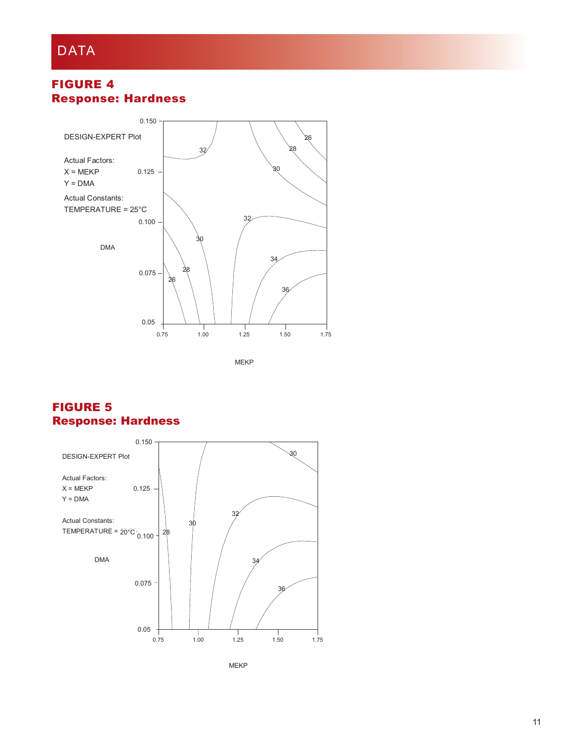# DATA

## FIGURE 4
## Response: Hardness

DESIGN-EXPERT Plot

Actual Factors:
X = MEKP
Y = DMA

Actual Constants:
TEMPERATURE = 25°C

## FIGURE 5
## Response: Hardness

DESIGN-EXPERT Plot

Actual Factors:
X = MEKP
Y = DMA

Actual Constants:
TEMPERATURE = 20°C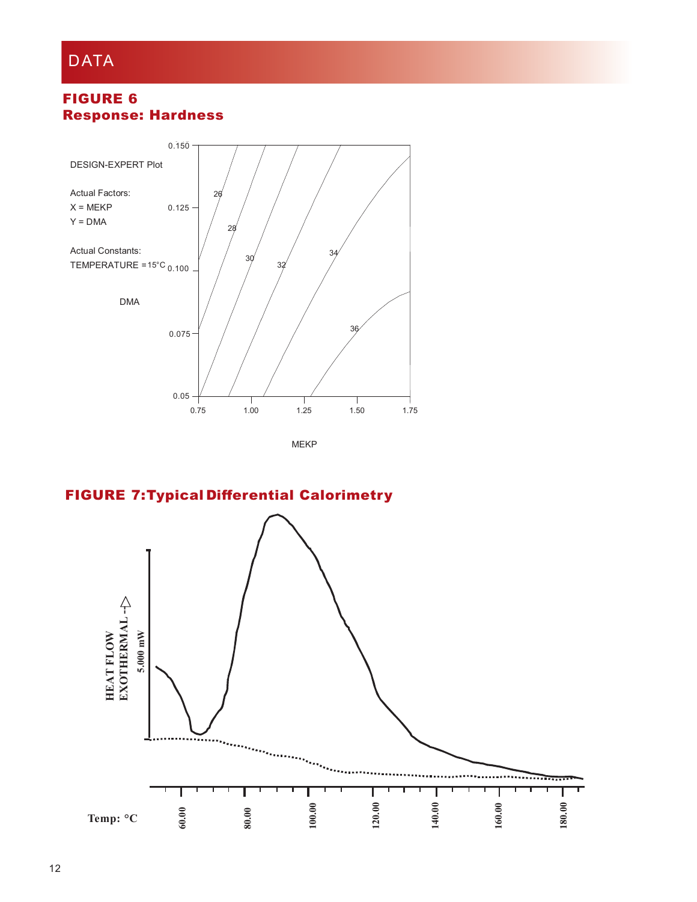# DATA

## FIGURE 6
## Response: Hardness

DESIGN-EXPERT Plot

Actual Factors:
X = MEKP
Y = DMA

Actual Constants:
TEMPERATURE = 15°C

DMA

MEKP

## FIGURE 7: Typical Differential Calorimetry

HEAT FLOW
EXOTHERMAL -->

5.000 mW

Temp: °C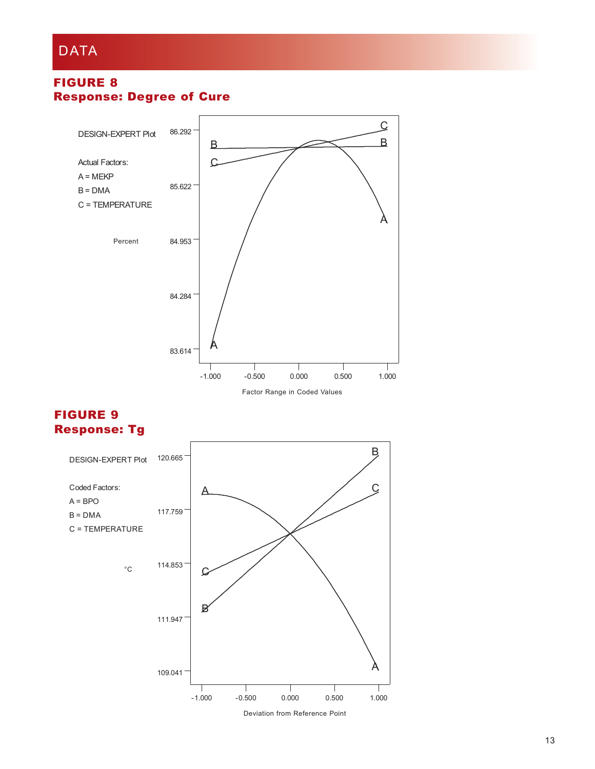# DATA

## FIGURE 8
## Response: Degree of Cure

DESIGN-EXPERT Plot

Actual Factors:
A = MEKP
B = DMA
C = TEMPERATURE

Percent

86.292
85.622
84.953
84.284
83.614

-1.000 -0.500 0.000 0.500 1.000

Factor Range in Coded Values

## FIGURE 9
## Response: Tg

DESIGN-EXPERT Plot

Coded Factors:
A = BPO
B = DMA
C = TEMPERATURE

°C

120.665
117.759
114.853
111.947
109.041

-1.000 -0.500 0.000 0.500 1.000

Deviation from Reference Point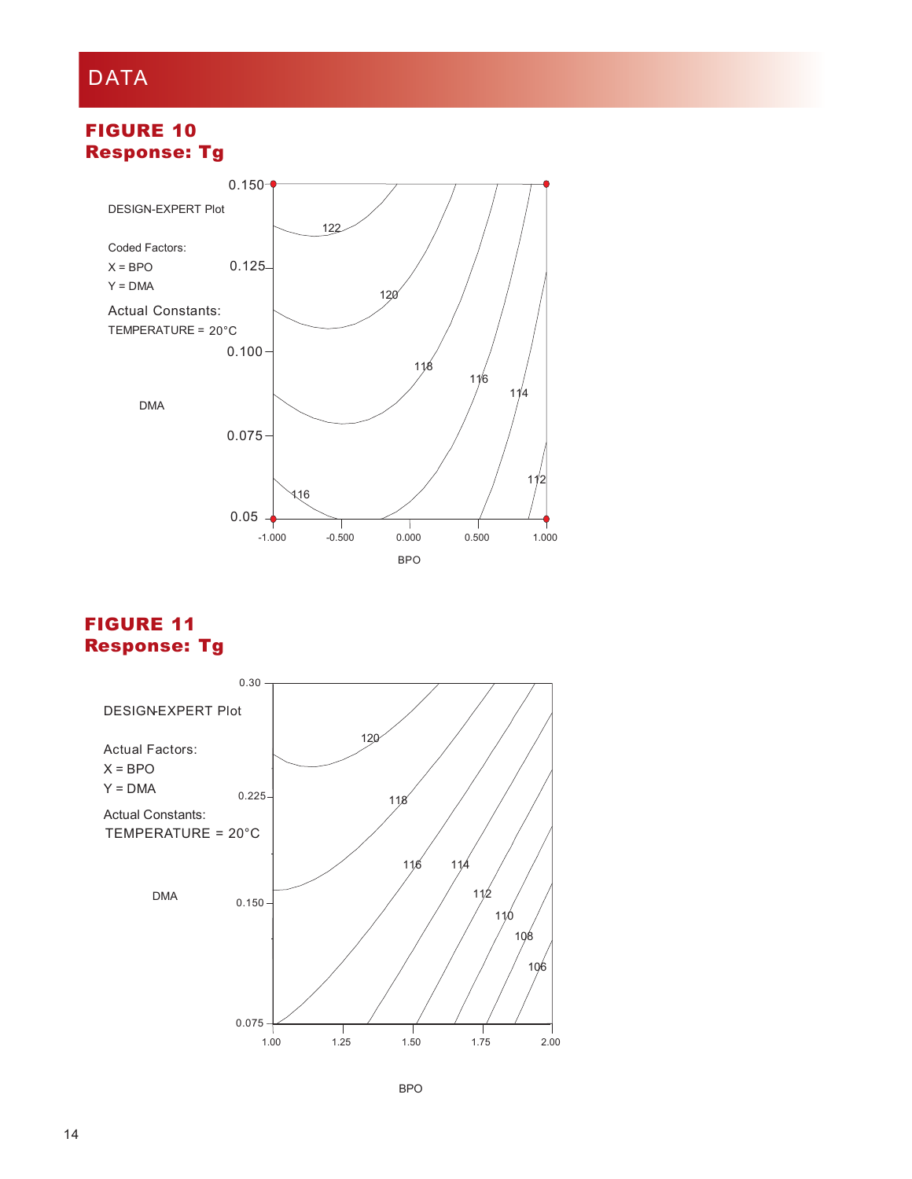# DATA

## FIGURE 10
## Response: Tg

DESIGN-EXPERT Plot

Coded Factors:
X = BPO
Y = DMA

Actual Constants:
TEMPERATURE = 20°C

DMA

0.150
0.125
0.100
0.075
0.05

122
120
118
116
114
112
116

-1.000 -0.500 0.000 0.500 1.000

BPO

## FIGURE 11
## Response: Tg

DESIGN-EXPERT Plot

Actual Factors:
X = BPO
Y = DMA

Actual Constants:
TEMPERATURE = 20°C

DMA

0.30
0.225
0.150
0.075

120
118
116
114
112
110
108
106

1.00 1.25 1.50 1.75 2.00

BPO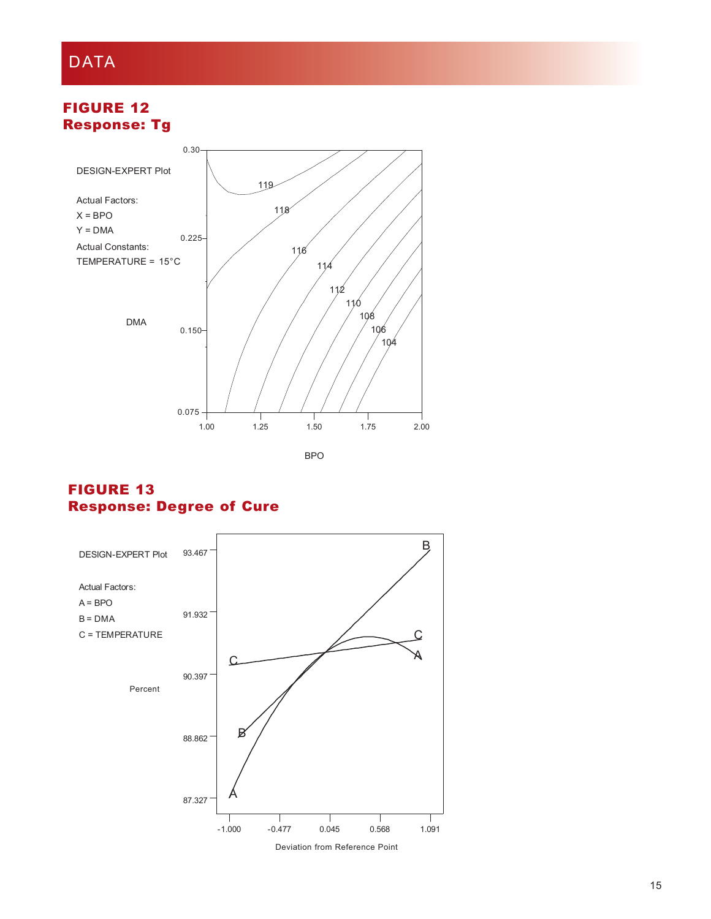# DATA

## FIGURE 12
## Response: Tg

DESIGN-EXPERT Plot

Actual Factors:
X = BPO
Y = DMA

Actual Constants:
TEMPERATURE = 15°C

DMA

0.30
0.225
0.150
0.075

119
118
116
114
112
110
108
106
104

1.00 1.25 1.50 1.75 2.00

BPO

## FIGURE 13
## Response: Degree of Cure

DESIGN-EXPERT Plot

Actual Factors:
A = BPO
B = DMA
C = TEMPERATURE

Percent

93.467
91.932
90.397
88.862
87.327

A B C

-1.000 -0.477 0.045 0.568 1.091

Deviation from Reference Point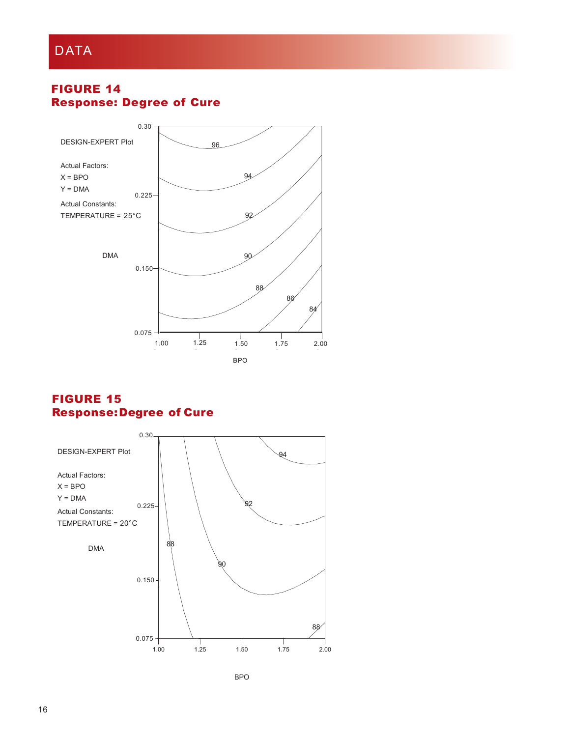# DATA

## FIGURE 14
## Response: Degree of Cure

DESIGN-EXPERT Plot

Actual Factors:
X = BPO
Y = DMA

Actual Constants:
TEMPERATURE = 25°C

DMA: 0.075, 0.150, 0.225, 0.30

BPO: 1.00, 1.25, 1.50, 1.75, 2.00

Contours: 96, 94, 92, 90, 88, 86, 84

## FIGURE 15
## Response: Degree of Cure

DESIGN-EXPERT Plot

Actual Factors:
X = BPO
Y = DMA

Actual Constants:
TEMPERATURE = 20°C

DMA: 0.075, 0.150, 0.225, 0.30

BPO: 1.00, 1.25, 1.50, 1.75, 2.00

Contours: 94, 92, 90, 88, 88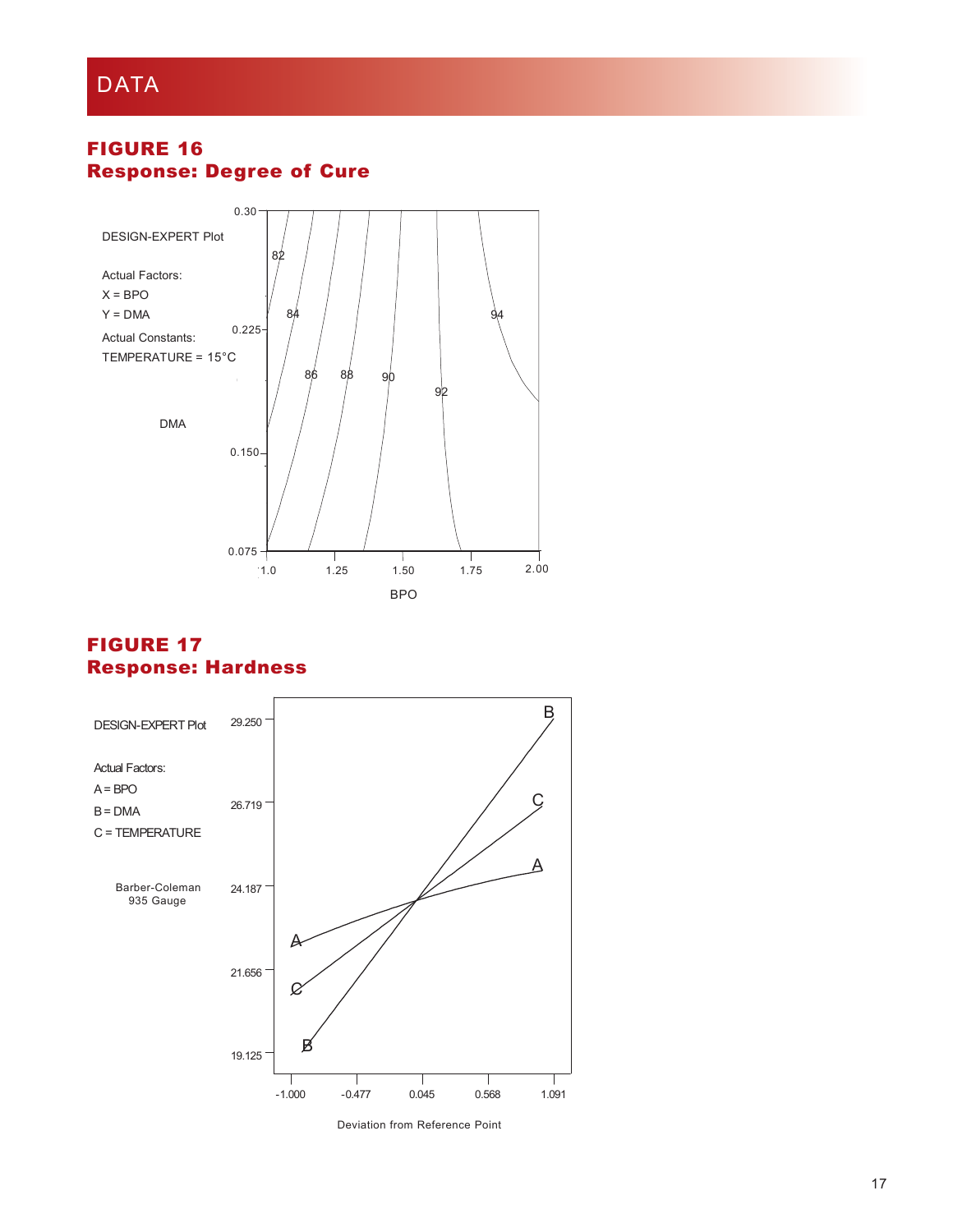# DATA

## FIGURE 16
## Response: Degree of Cure

DESIGN-EXPERT Plot

Actual Factors:
X = BPO
Y = DMA

Actual Constants:
TEMPERATURE = 15°C

DMA

0.30
0.225
0.150
0.075

82 84 86 88 90 92 94

1.0 1.25 1.50 1.75 2.00

BPO

## FIGURE 17
## Response: Hardness

DESIGN-EXPERT Plot

Actual Factors:
A = BPO
B = DMA
C = TEMPERATURE

Barber-Coleman
935 Gauge

29.250
26.719
24.187
21.656
19.125

-1.000 -0.477 0.045 0.568 1.091

Deviation from Reference Point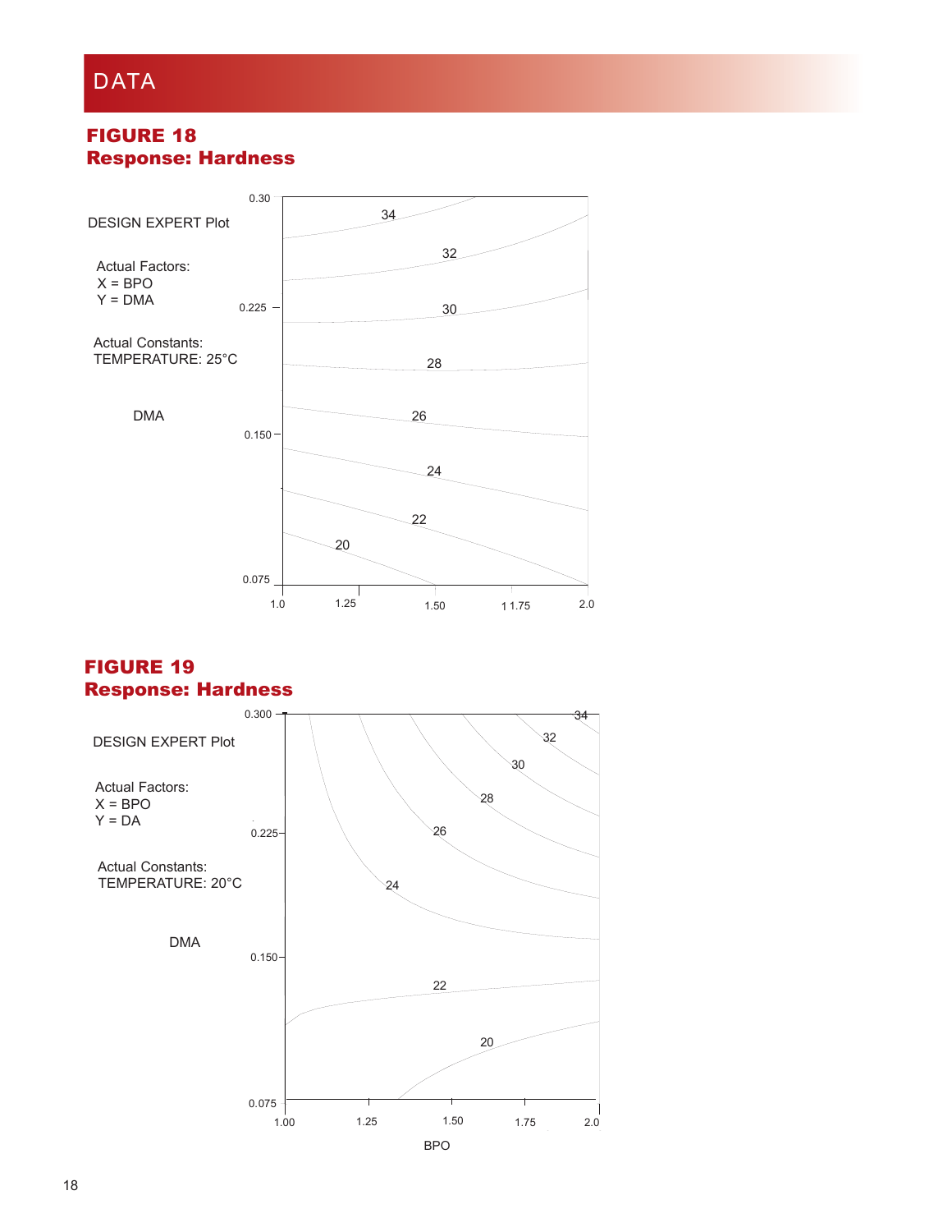# DATA

## FIGURE 18
## Response: Hardness

DESIGN EXPERT Plot

Actual Factors:
X = BPO
Y = DMA

Actual Constants:
TEMPERATURE: 25°C

DMA

0.30

0.225

0.150

0.075

1.0 1.25 1.50 1.75 2.0

34
32
30
28
26
24
22
20

## FIGURE 19
## Response: Hardness

DESIGN EXPERT Plot

Actual Factors:
X = BPO
Y = DA

Actual Constants:
TEMPERATURE: 20°C

DMA

0.300

0.225

0.150

0.075

1.00 1.25 1.50 1.75 2.0

BPO

34
32
30
28
26
24
22
20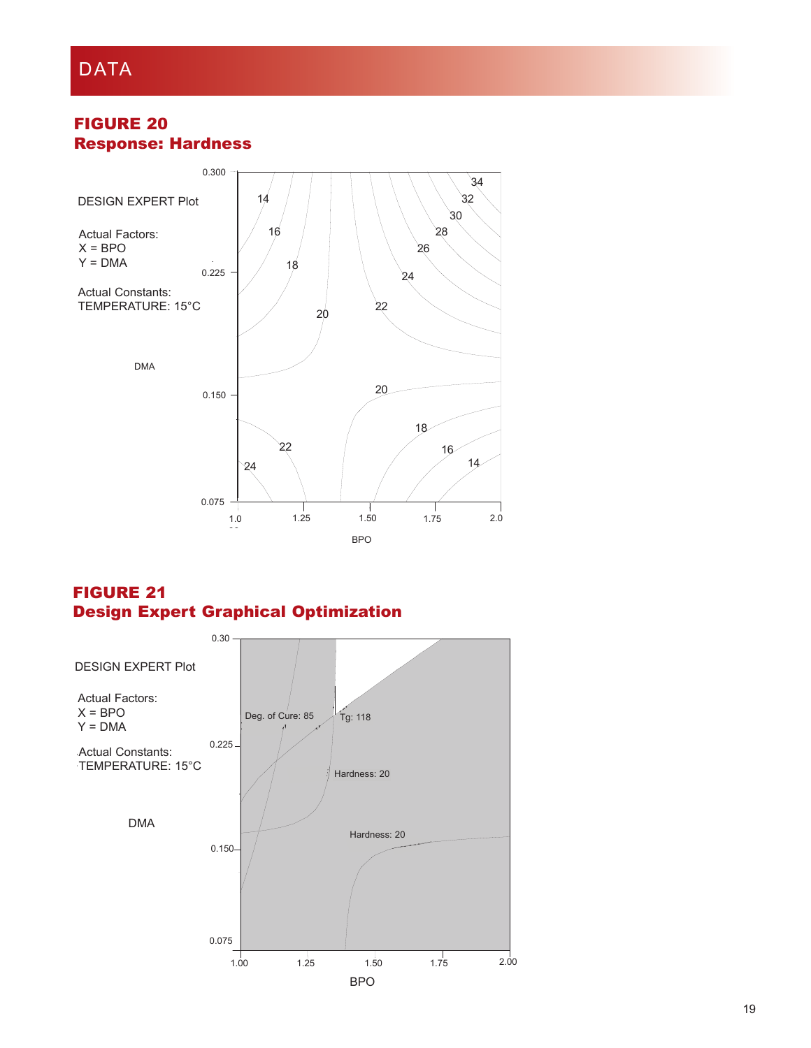# DATA

## FIGURE 20
## Response: Hardness

DESIGN EXPERT Plot

Actual Factors:
X = BPO
Y = DMA

Actual Constants:
TEMPERATURE: 15°C

## FIGURE 21
## Design Expert Graphical Optimization

DESIGN EXPERT Plot

Actual Factors:
X = BPO
Y = DMA

Actual Constants:
TEMPERATURE: 15°C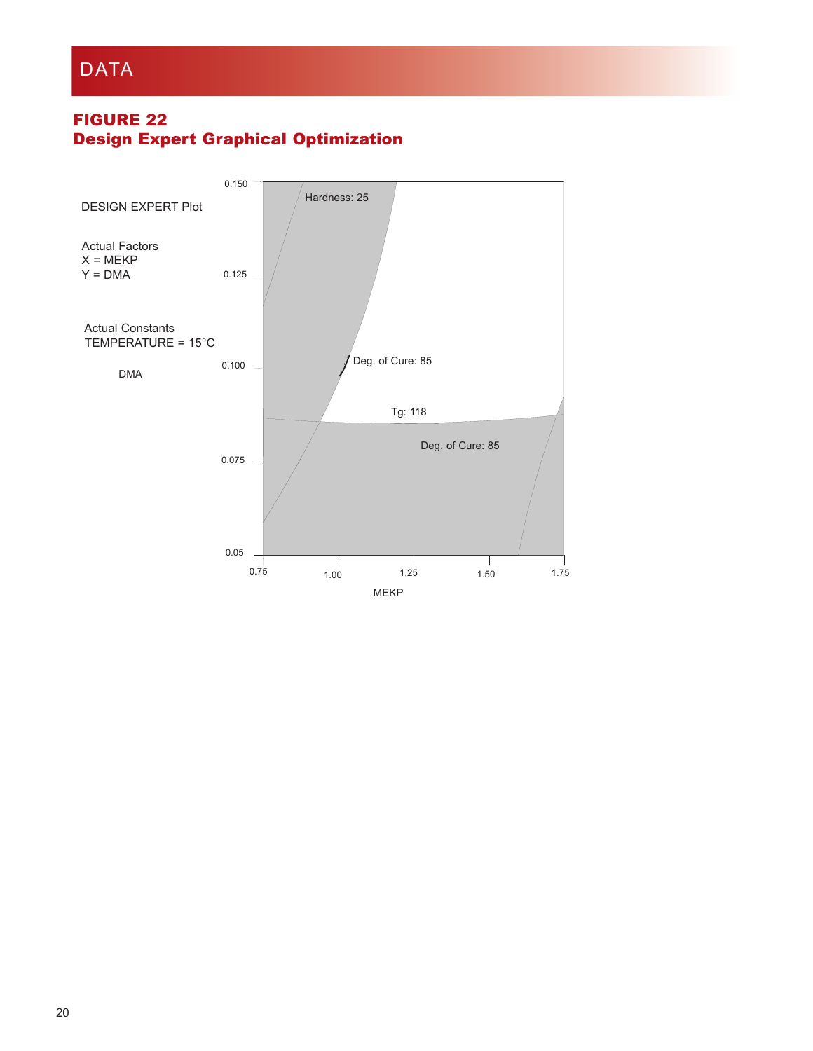# DATA

## FIGURE 22
## Design Expert Graphical Optimization

DESIGN EXPERT Plot

Actual Factors
X = MEKP
Y = DMA

Actual Constants
TEMPERATURE = 15°C

DMA

0.150

0.125

0.100

0.075

0.05

Hardness: 25

Deg. of Cure: 85

Tg: 118

Deg. of Cure: 85

0.75 1.00 1.25 1.50 1.75

MEKP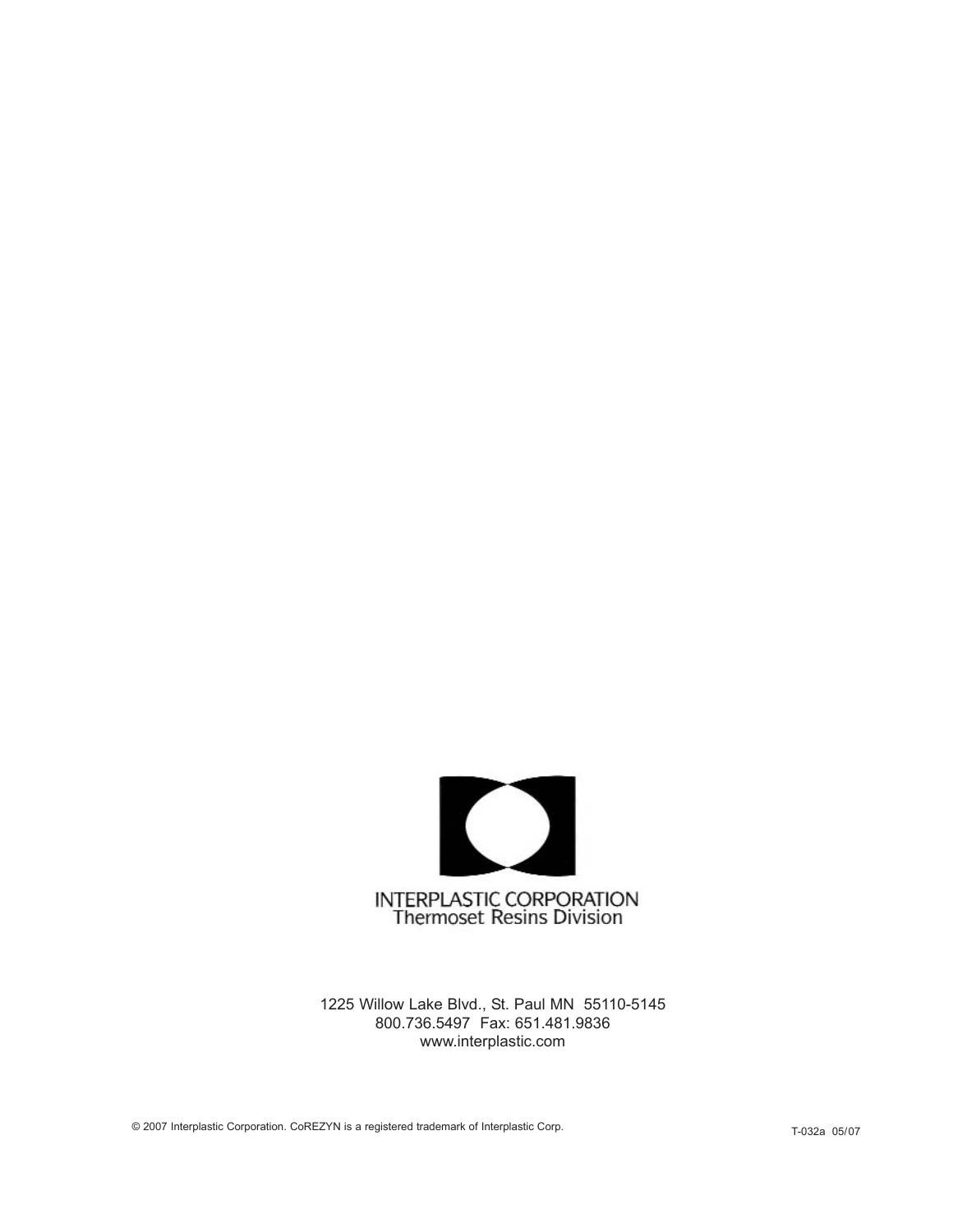INTERPLASTIC CORPORATION
Thermoset Resins Division

1225 Willow Lake Blvd., St. Paul MN 55110-5145
800.736.5497 Fax: 651.481.9836
www.interplastic.com

© 2007 Interplastic Corporation. CoREZYN is a registered trademark of Interplastic Corp.

T-032a 05/07